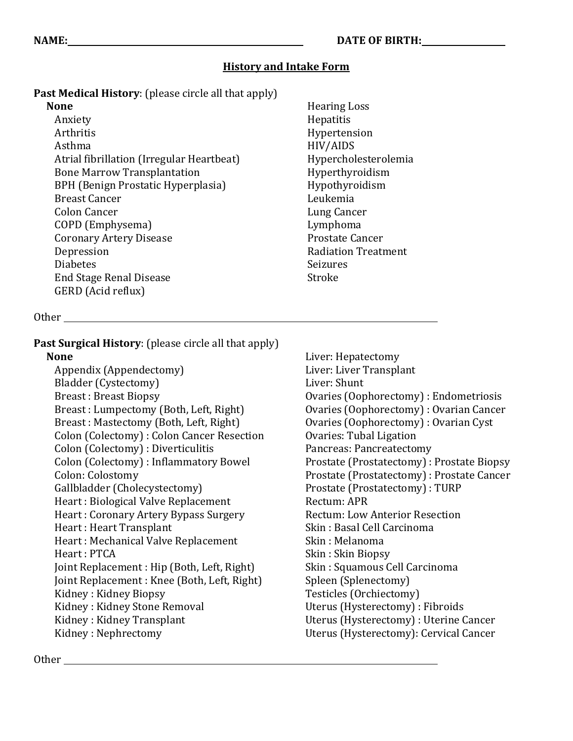**NAME:** ______________________________ **DATE OF BIRTH:** ______________

## History and Intake Form

**Past Medical History**: (please circle all that apply)

**None**

- Anxiety
- Arthritis
- Asthma
- Atrial fibrillation (Irregular Heartbeat)
- Bone Marrow Transplantation
- BPH (Benign Prostatic Hyperplasia)
- Breast Cancer
- Colon Cancer
- COPD (Emphysema)
- Coronary Artery Disease
- Depression
- Diabetes
- End Stage Renal Disease
- GERD (Acid reflux)
- Hearing Loss
- Hepatitis
- Hypertension
- HIV/AIDS
- Hypercholesterolemia
- Hyperthyroidism
- Hypothyroidism
- Leukemia
- Lung Cancer
- Lymphoma
- Prostate Cancer
- Radiation Treatment
- Seizures
- Stroke

Other ______________________________________________________________

**Past Surgical History**: (please circle all that apply)

**None**

- Appendix (Appendectomy)
- Bladder (Cystectomy)
- Breast : Breast Biopsy
- Breast : Lumpectomy (Both, Left, Right)
- Breast : Mastectomy (Both, Left, Right)
- Colon (Colectomy) : Colon Cancer Resection
- Colon (Colectomy) : Diverticulitis
- Colon (Colectomy) : Inflammatory Bowel
- Colon: Colostomy
- Gallbladder (Cholecystectomy)
- Heart : Biological Valve Replacement
- Heart : Coronary Artery Bypass Surgery
- Heart : Heart Transplant
- Heart : Mechanical Valve Replacement
- Heart : PTCA
- Joint Replacement : Hip (Both, Left, Right)
- Joint Replacement : Knee (Both, Left, Right)
- Kidney : Kidney Biopsy
- Kidney : Kidney Stone Removal
- Kidney : Kidney Transplant
- Kidney : Nephrectomy
- Liver: Hepatectomy
- Liver: Liver Transplant
- Liver: Shunt
- Ovaries (Oophorectomy) : Endometriosis
- Ovaries (Oophorectomy) : Ovarian Cancer
- Ovaries (Oophorectomy) : Ovarian Cyst
- Ovaries: Tubal Ligation
- Pancreas: Pancreatectomy
- Prostate (Prostatectomy) : Prostate Biopsy
- Prostate (Prostatectomy) : Prostate Cancer
- Prostate (Prostatectomy) : TURP
- Rectum: APR
- Rectum: Low Anterior Resection
- Skin : Basal Cell Carcinoma
- Skin : Melanoma
- Skin : Skin Biopsy
- Skin : Squamous Cell Carcinoma
- Spleen (Splenectomy)
- Testicles (Orchiectomy)
- Uterus (Hysterectomy) : Fibroids
- Uterus (Hysterectomy) : Uterine Cancer
- Uterus (Hysterectomy): Cervical Cancer

Other ______________________________________________________________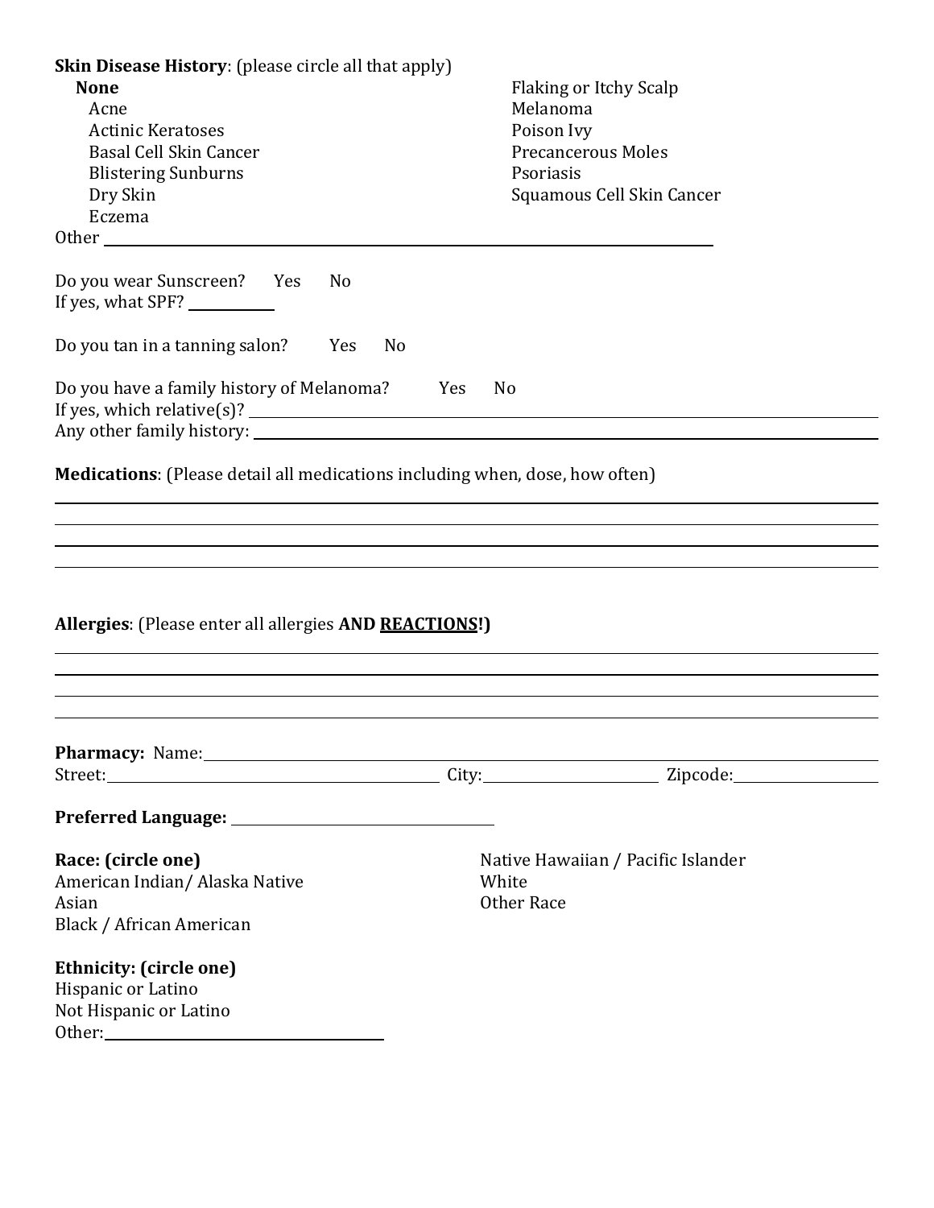**Skin Disease History**: (please circle all that apply)

- **None**
- Acne
- Actinic Keratoses
- Basal Cell Skin Cancer
- Blistering Sunburns
- Dry Skin
- Eczema
- Flaking or Itchy Scalp
- Melanoma
- Poison Ivy
- Precancerous Moles
- Psoriasis
- Squamous Cell Skin Cancer

Other ______________________________________________

Do you wear Sunscreen? Yes No

If yes, what SPF? __________

Do you tan in a tanning salon? Yes No

Do you have a family history of Melanoma? Yes No

If yes, which relative(s)? ______________________________________________

Any other family history: ______________________________________________

**Medications**: (Please detail all medications including when, dose, how often)

______________________________________________

______________________________________________

______________________________________________

______________________________________________

**Allergies**: (Please enter all allergies **AND <u>REACTIONS</u>!)**

______________________________________________

______________________________________________

______________________________________________

______________________________________________

**Pharmacy:** Name: ______________________________________________

Street: ____________________ City: ____________________ Zipcode: ____________________

**Preferred Language:** ____________________

**Race: (circle one)**

- American Indian/ Alaska Native
- Asian
- Black / African American
- Native Hawaiian / Pacific Islander
- White
- Other Race

**Ethnicity: (circle one)**

- Hispanic or Latino
- Not Hispanic or Latino
- Other: ____________________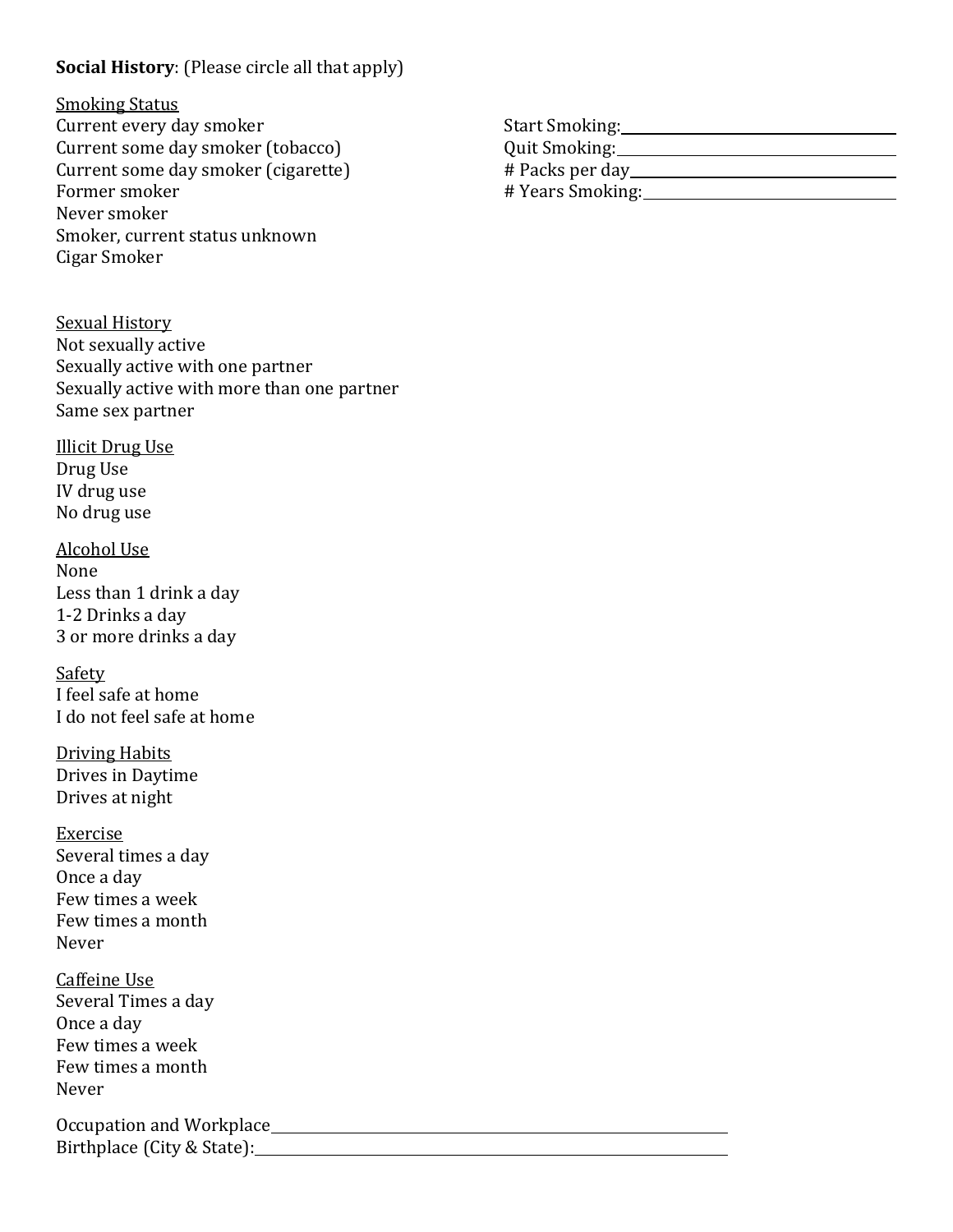**Social History**: (Please circle all that apply)

Smoking Status

Current every day smoker
Current some day smoker (tobacco)
Current some day smoker (cigarette)
Former smoker
Never smoker
Smoker, current status unknown
Cigar Smoker

Start Smoking: ____________________
Quit Smoking: ____________________
# Packs per day ____________________
# Years Smoking: ____________________

Sexual History

Not sexually active
Sexually active with one partner
Sexually active with more than one partner
Same sex partner

Illicit Drug Use

Drug Use
IV drug use
No drug use

Alcohol Use

None
Less than 1 drink a day
1-2 Drinks a day
3 or more drinks a day

Safety

I feel safe at home
I do not feel safe at home

Driving Habits

Drives in Daytime
Drives at night

Exercise

Several times a day
Once a day
Few times a week
Few times a month
Never

Caffeine Use

Several Times a day
Once a day
Few times a week
Few times a month
Never

Occupation and Workplace ____________________________________________
Birthplace (City & State): ____________________________________________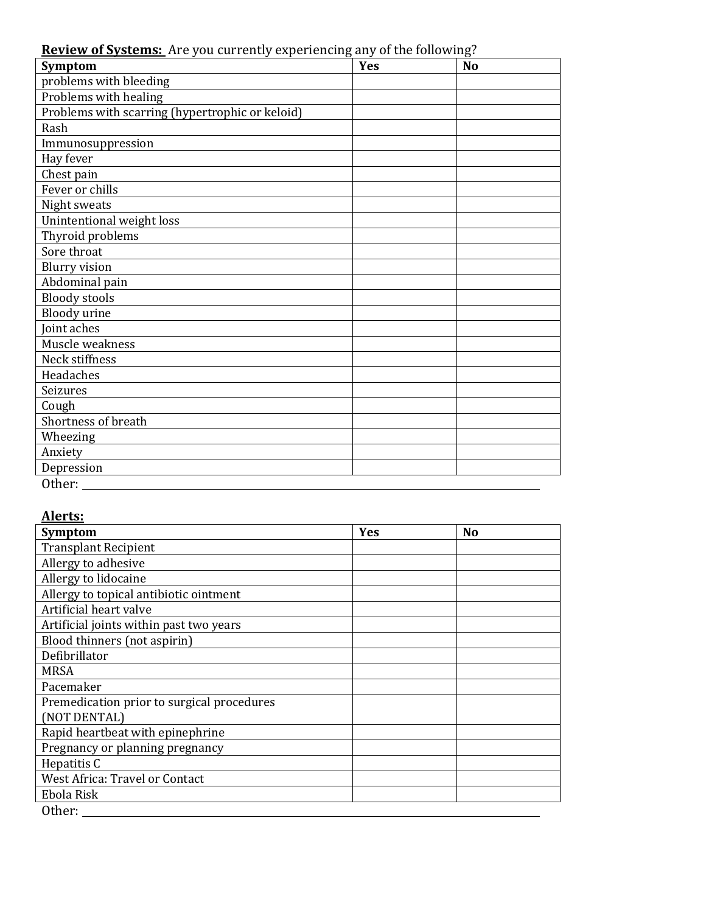**Review of Systems:** Are you currently experiencing any of the following?

| Symptom | Yes | No |
| --- | --- | --- |
| problems with bleeding | | |
| Problems with healing | | |
| Problems with scarring (hypertrophic or keloid) | | |
| Rash | | |
| Immunosuppression | | |
| Hay fever | | |
| Chest pain | | |
| Fever or chills | | |
| Night sweats | | |
| Unintentional weight loss | | |
| Thyroid problems | | |
| Sore throat | | |
| Blurry vision | | |
| Abdominal pain | | |
| Bloody stools | | |
| Bloody urine | | |
| Joint aches | | |
| Muscle weakness | | |
| Neck stiffness | | |
| Headaches | | |
| Seizures | | |
| Cough | | |
| Shortness of breath | | |
| Wheezing | | |
| Anxiety | | |
| Depression | | |

Other: ____________________________________________________________

**Alerts:**

| Symptom | Yes | No |
| --- | --- | --- |
| Transplant Recipient | | |
| Allergy to adhesive | | |
| Allergy to lidocaine | | |
| Allergy to topical antibiotic ointment | | |
| Artificial heart valve | | |
| Artificial joints within past two years | | |
| Blood thinners (not aspirin) | | |
| Defibrillator | | |
| MRSA | | |
| Pacemaker | | |
| Premedication prior to surgical procedures (NOT DENTAL) | | |
| Rapid heartbeat with epinephrine | | |
| Pregnancy or planning pregnancy | | |
| Hepatitis C | | |
| West Africa: Travel or Contact | | |
| Ebola Risk | | |

Other: ____________________________________________________________